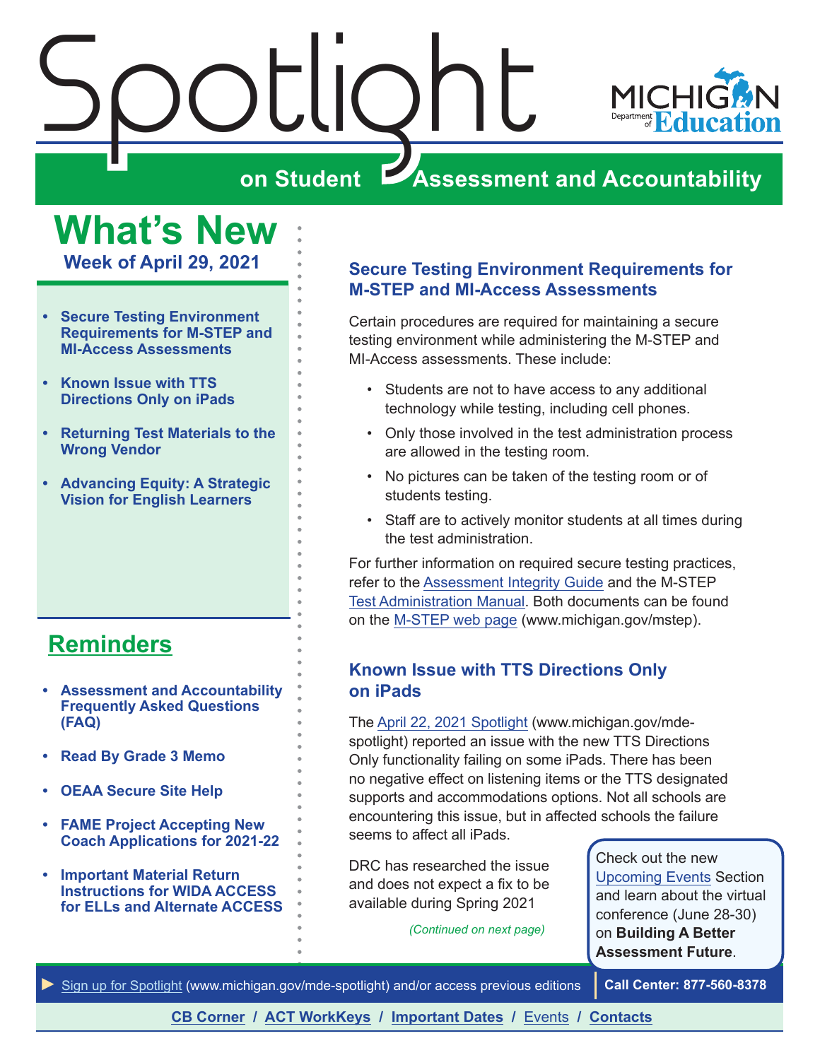# Spotlight on Student Assessment and Accountability

Michigan Department of Education

## What's New

**Week of April 29, 2021**

- **Secure Testing Environment Requirements for M-STEP and MI-Access Assessments**
- **Known Issue with TTS Directions Only on iPads**
- **Returning Test Materials to the Wrong Vendor**
- **Advancing Equity: A Strategic Vision for English Learners**

## Reminders

- **Assessment and Accountability Frequently Asked Questions (FAQ)**
- **Read By Grade 3 Memo**
- **OEAA Secure Site Help**
- **FAME Project Accepting New Coach Applications for 2021-22**
- **Important Material Return Instructions for WIDA ACCESS for ELLs and Alternate ACCESS**

### Secure Testing Environment Requirements for M-STEP and MI-Access Assessments

Certain procedures are required for maintaining a secure testing environment while administering the M-STEP and MI-Access assessments. These include:

- Students are not to have access to any additional technology while testing, including cell phones.
- Only those involved in the test administration process are allowed in the testing room.
- No pictures can be taken of the testing room or of students testing.
- Staff are to actively monitor students at all times during the test administration.

For further information on required secure testing practices, refer to the Assessment Integrity Guide and the M-STEP Test Administration Manual. Both documents can be found on the M-STEP web page (www.michigan.gov/mstep).

### Known Issue with TTS Directions Only on iPads

The April 22, 2021 Spotlight (www.michigan.gov/mde-spotlight) reported an issue with the new TTS Directions Only functionality failing on some iPads. There has been no negative effect on listening items or the TTS designated supports and accommodations options. Not all schools are encountering this issue, but in affected schools the failure seems to affect all iPads.

DRC has researched the issue and does not expect a fix to be available during Spring 2021

*(Continued on next page)*

Check out the new Upcoming Events Section and learn about the virtual conference (June 28-30) on **Building A Better Assessment Future**.

► Sign up for Spotlight (www.michigan.gov/mde-spotlight) and/or access previous editions | **Call Center: 877-560-8378**

**CB Corner** / **ACT WorkKeys** / **Important Dates** / Events / **Contacts**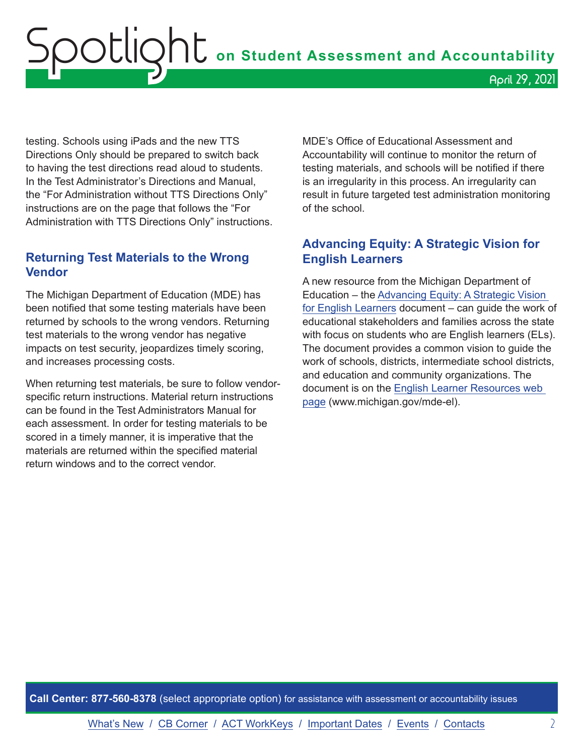testing. Schools using iPads and the new TTS Directions Only should be prepared to switch back to having the test directions read aloud to students. In the Test Administrator's Directions and Manual, the "For Administration without TTS Directions Only" instructions are on the page that follows the "For Administration with TTS Directions Only" instructions.

## Returning Test Materials to the Wrong Vendor

The Michigan Department of Education (MDE) has been notified that some testing materials have been returned by schools to the wrong vendors. Returning test materials to the wrong vendor has negative impacts on test security, jeopardizes timely scoring, and increases processing costs.

When returning test materials, be sure to follow vendor-specific return instructions. Material return instructions can be found in the Test Administrators Manual for each assessment. In order for testing materials to be scored in a timely manner, it is imperative that the materials are returned within the specified material return windows and to the correct vendor.

MDE's Office of Educational Assessment and Accountability will continue to monitor the return of testing materials, and schools will be notified if there is an irregularity in this process. An irregularity can result in future targeted test administration monitoring of the school.

## Advancing Equity: A Strategic Vision for English Learners

A new resource from the Michigan Department of Education – the Advancing Equity: A Strategic Vision for English Learners document – can guide the work of educational stakeholders and families across the state with focus on students who are English learners (ELs). The document provides a common vision to guide the work of schools, districts, intermediate school districts, and education and community organizations. The document is on the English Learner Resources web page (www.michigan.gov/mde-el).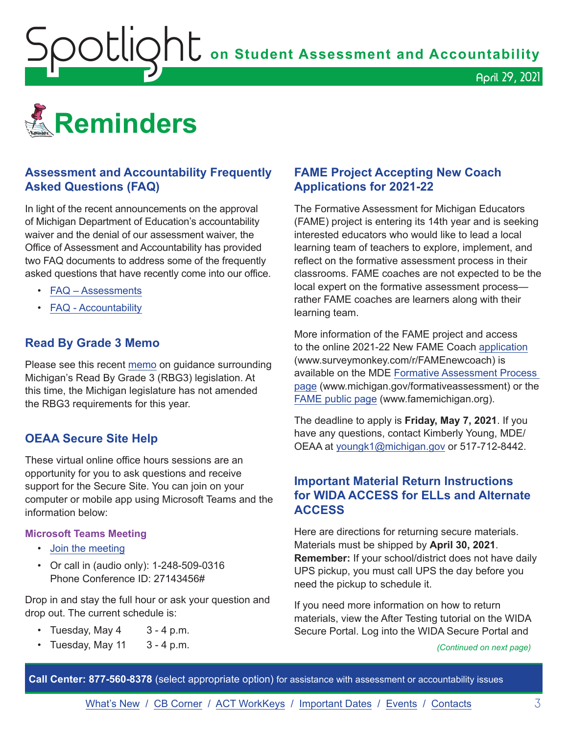# Reminders

## Assessment and Accountability Frequently Asked Questions (FAQ)

In light of the recent announcements on the approval of Michigan Department of Education's accountability waiver and the denial of our assessment waiver, the Office of Assessment and Accountability has provided two FAQ documents to address some of the frequently asked questions that have recently come into our office.

- FAQ – Assessments
- FAQ - Accountability

## Read By Grade 3 Memo

Please see this recent memo on guidance surrounding Michigan's Read By Grade 3 (RBG3) legislation. At this time, the Michigan legislature has not amended the RBG3 requirements for this year.

## OEAA Secure Site Help

These virtual online office hours sessions are an opportunity for you to ask questions and receive support for the Secure Site. You can join on your computer or mobile app using Microsoft Teams and the information below:

### Microsoft Teams Meeting

- Join the meeting
- Or call in (audio only): 1-248-509-0316
  Phone Conference ID: 27143456#

Drop in and stay the full hour or ask your question and drop out. The current schedule is:

- Tuesday, May 4 3 - 4 p.m.
- Tuesday, May 11 3 - 4 p.m.

## FAME Project Accepting New Coach Applications for 2021-22

The Formative Assessment for Michigan Educators (FAME) project is entering its 14th year and is seeking interested educators who would like to lead a local learning team of teachers to explore, implement, and reflect on the formative assessment process in their classrooms. FAME coaches are not expected to be the local expert on the formative assessment process—rather FAME coaches are learners along with their learning team.

More information of the FAME project and access to the online 2021-22 New FAME Coach application (www.surveymonkey.com/r/FAMEnewcoach) is available on the MDE Formative Assessment Process page (www.michigan.gov/formativeassessment) or the FAME public page (www.famemichigan.org).

The deadline to apply is **Friday, May 7, 2021**. If you have any questions, contact Kimberly Young, MDE/OEAA at youngk1@michigan.gov or 517-712-8442.

## Important Material Return Instructions for WIDA ACCESS for ELLs and Alternate ACCESS

Here are directions for returning secure materials. Materials must be shipped by **April 30, 2021**. **Remember:** If your school/district does not have daily UPS pickup, you must call UPS the day before you need the pickup to schedule it.

If you need more information on how to return materials, view the After Testing tutorial on the WIDA Secure Portal. Log into the WIDA Secure Portal and

*(Continued on next page)*

**Call Center: 877-560-8378** (select appropriate option) for assistance with assessment or accountability issues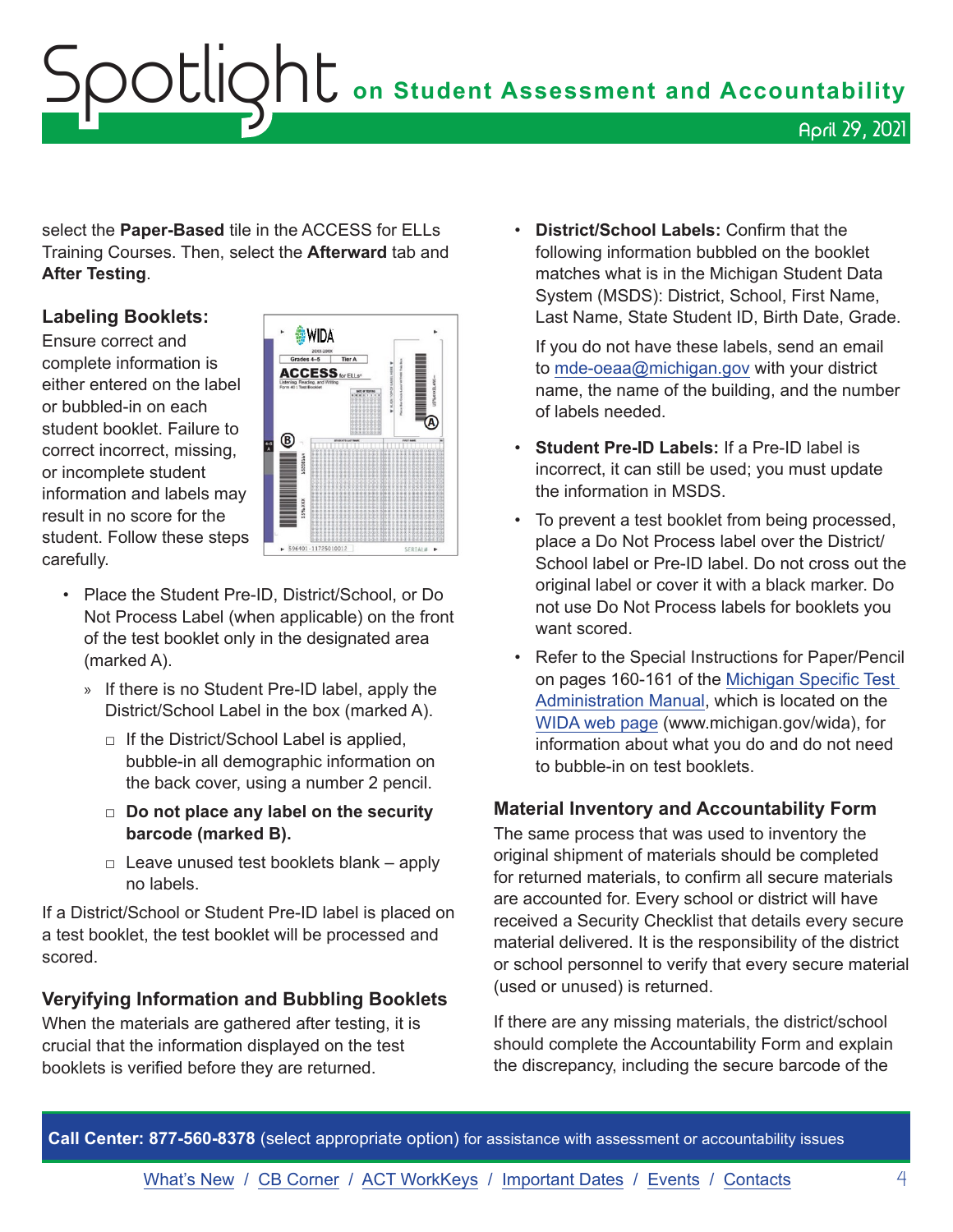select the **Paper-Based** tile in the ACCESS for ELLs Training Courses. Then, select the **Afterward** tab and **After Testing**.

### Labeling Booklets:

Ensure correct and complete information is either entered on the label or bubbled-in on each student booklet. Failure to correct incorrect, missing, or incomplete student information and labels may result in no score for the student. Follow these steps carefully.

- Place the Student Pre-ID, District/School, or Do Not Process Label (when applicable) on the front of the test booklet only in the designated area (marked A).
  - If there is no Student Pre-ID label, apply the District/School Label in the box (marked A).
    - If the District/School Label is applied, bubble-in all demographic information on the back cover, using a number 2 pencil.
    - **Do not place any label on the security barcode (marked B).**
    - Leave unused test booklets blank – apply no labels.

If a District/School or Student Pre-ID label is placed on a test booklet, the test booklet will be processed and scored.

### Veryifying Information and Bubbling Booklets

When the materials are gathered after testing, it is crucial that the information displayed on the test booklets is verified before they are returned.

- **District/School Labels:** Confirm that the following information bubbled on the booklet matches what is in the Michigan Student Data System (MSDS): District, School, First Name, Last Name, State Student ID, Birth Date, Grade.

  If you do not have these labels, send an email to mde-oeaa@michigan.gov with your district name, the name of the building, and the number of labels needed.
- **Student Pre-ID Labels:** If a Pre-ID label is incorrect, it can still be used; you must update the information in MSDS.
- To prevent a test booklet from being processed, place a Do Not Process label over the District/School label or Pre-ID label. Do not cross out the original label or cover it with a black marker. Do not use Do Not Process labels for booklets you want scored.
- Refer to the Special Instructions for Paper/Pencil on pages 160-161 of the Michigan Specific Test Administration Manual, which is located on the WIDA web page (www.michigan.gov/wida), for information about what you do and do not need to bubble-in on test booklets.

### Material Inventory and Accountability Form

The same process that was used to inventory the original shipment of materials should be completed for returned materials, to confirm all secure materials are accounted for. Every school or district will have received a Security Checklist that details every secure material delivered. It is the responsibility of the district or school personnel to verify that every secure material (used or unused) is returned.

If there are any missing materials, the district/school should complete the Accountability Form and explain the discrepancy, including the secure barcode of the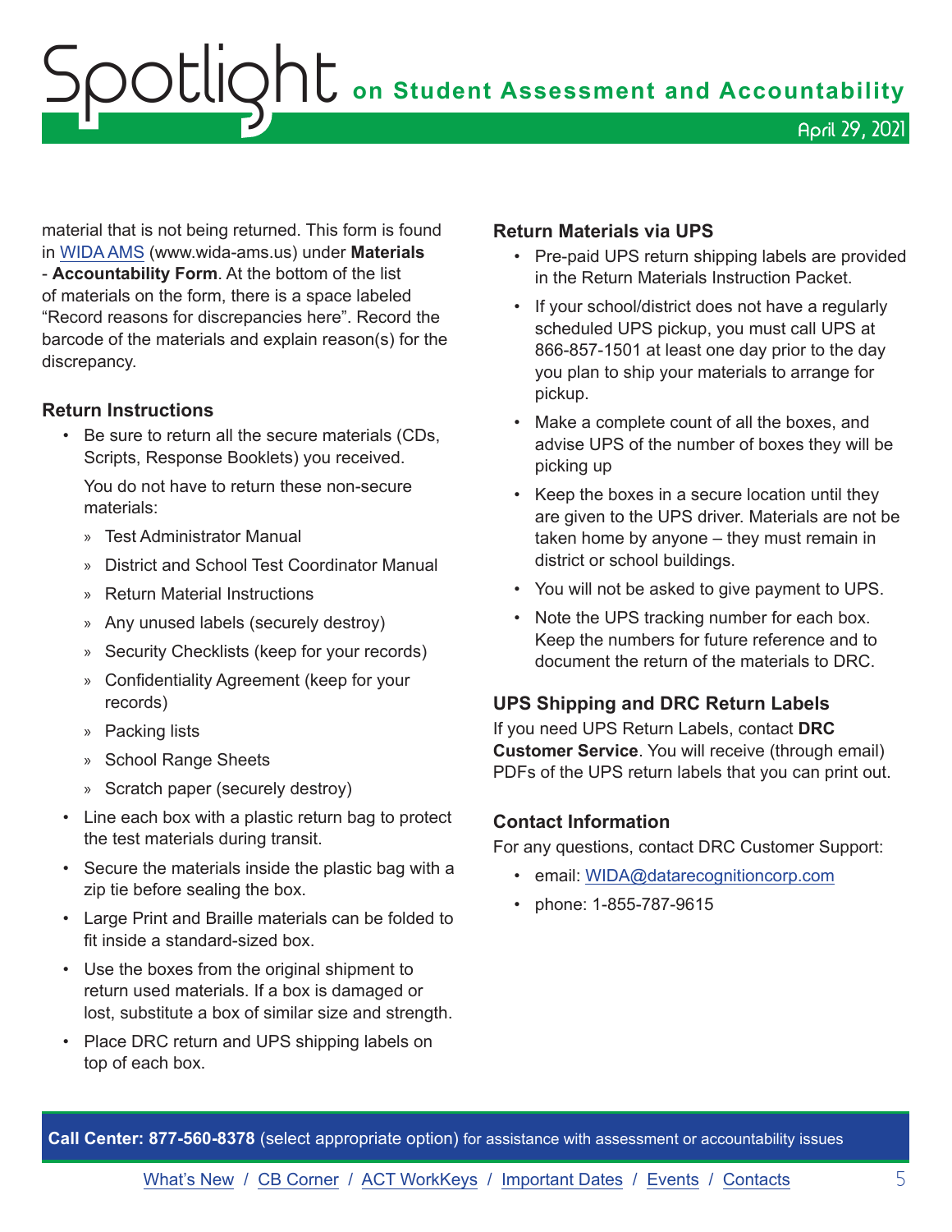material that is not being returned. This form is found in WIDA AMS (www.wida-ams.us) under **Materials - Accountability Form**. At the bottom of the list of materials on the form, there is a space labeled "Record reasons for discrepancies here". Record the barcode of the materials and explain reason(s) for the discrepancy.

### Return Instructions

- Be sure to return all the secure materials (CDs, Scripts, Response Booklets) you received.

  You do not have to return these non-secure materials:

  - Test Administrator Manual
  - District and School Test Coordinator Manual
  - Return Material Instructions
  - Any unused labels (securely destroy)
  - Security Checklists (keep for your records)
  - Confidentiality Agreement (keep for your records)
  - Packing lists
  - School Range Sheets
  - Scratch paper (securely destroy)
- Line each box with a plastic return bag to protect the test materials during transit.
- Secure the materials inside the plastic bag with a zip tie before sealing the box.
- Large Print and Braille materials can be folded to fit inside a standard-sized box.
- Use the boxes from the original shipment to return used materials. If a box is damaged or lost, substitute a box of similar size and strength.
- Place DRC return and UPS shipping labels on top of each box.

### Return Materials via UPS

- Pre-paid UPS return shipping labels are provided in the Return Materials Instruction Packet.
- If your school/district does not have a regularly scheduled UPS pickup, you must call UPS at 866-857-1501 at least one day prior to the day you plan to ship your materials to arrange for pickup.
- Make a complete count of all the boxes, and advise UPS of the number of boxes they will be picking up
- Keep the boxes in a secure location until they are given to the UPS driver. Materials are not be taken home by anyone – they must remain in district or school buildings.
- You will not be asked to give payment to UPS.
- Note the UPS tracking number for each box. Keep the numbers for future reference and to document the return of the materials to DRC.

### UPS Shipping and DRC Return Labels

If you need UPS Return Labels, contact **DRC Customer Service**. You will receive (through email) PDFs of the UPS return labels that you can print out.

### Contact Information

For any questions, contact DRC Customer Support:

- email: WIDA@datarecognitioncorp.com
- phone: 1-855-787-9615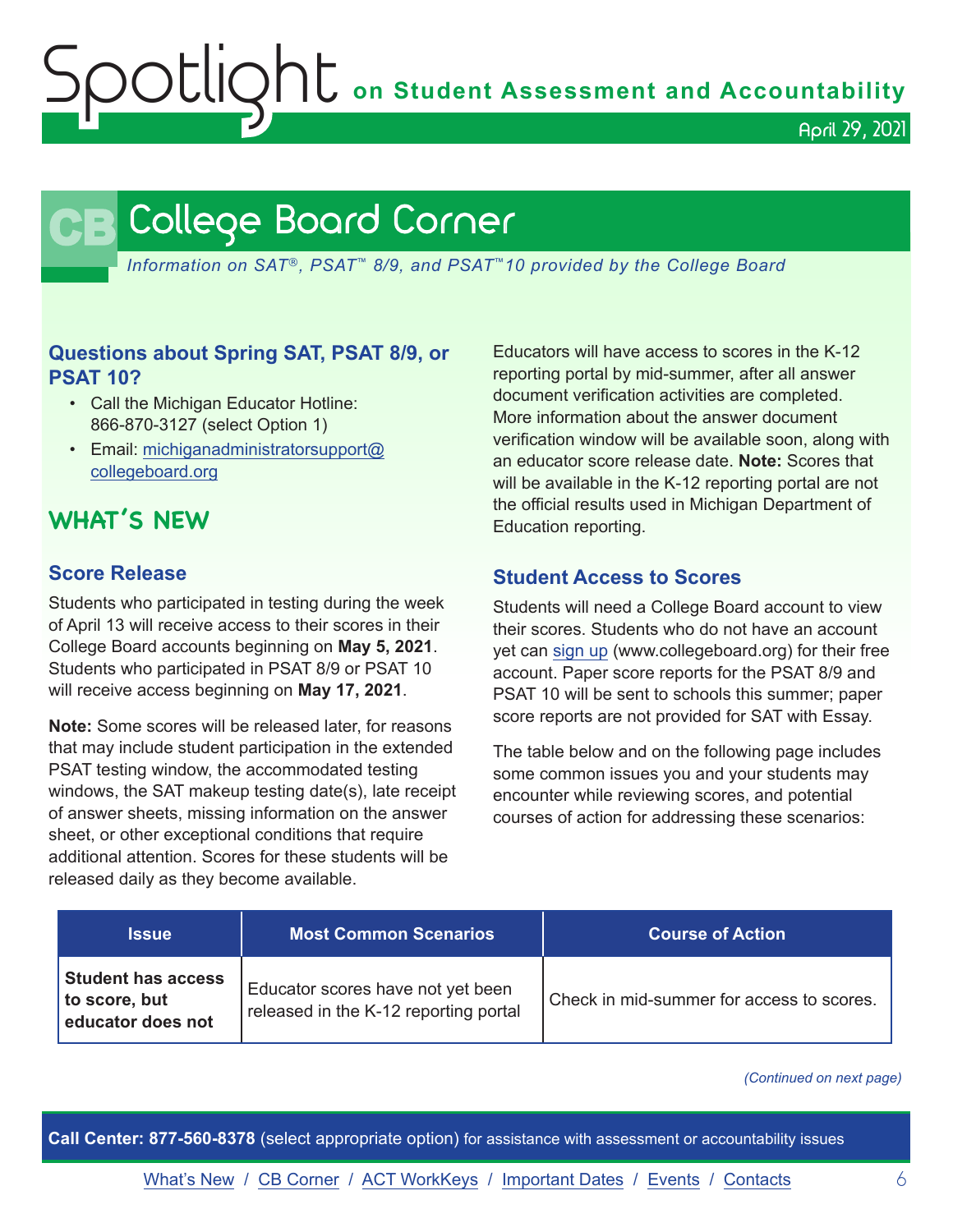# College Board Corner

*Information on SAT®, PSAT™ 8/9, and PSAT™10 provided by the College Board*

### Questions about Spring SAT, PSAT 8/9, or PSAT 10?

- Call the Michigan Educator Hotline: 866-870-3127 (select Option 1)
- Email: [michiganadministratorsupport@collegeboard.org](mailto:michiganadministratorsupport@collegeboard.org)

## WHAT'S NEW

### Score Release

Students who participated in testing during the week of April 13 will receive access to their scores in their College Board accounts beginning on **May 5, 2021**. Students who participated in PSAT 8/9 or PSAT 10 will receive access beginning on **May 17, 2021**.

**Note:** Some scores will be released later, for reasons that may include student participation in the extended PSAT testing window, the accommodated testing windows, the SAT makeup testing date(s), late receipt of answer sheets, missing information on the answer sheet, or other exceptional conditions that require additional attention. Scores for these students will be released daily as they become available.

Educators will have access to scores in the K-12 reporting portal by mid-summer, after all answer document verification activities are completed. More information about the answer document verification window will be available soon, along with an educator score release date. **Note:** Scores that will be available in the K-12 reporting portal are not the official results used in Michigan Department of Education reporting.

### Student Access to Scores

Students will need a College Board account to view their scores. Students who do not have an account yet can [sign up](www.collegeboard.org) (www.collegeboard.org) for their free account. Paper score reports for the PSAT 8/9 and PSAT 10 will be sent to schools this summer; paper score reports are not provided for SAT with Essay.

The table below and on the following page includes some common issues you and your students may encounter while reviewing scores, and potential courses of action for addressing these scenarios:

| Issue | Most Common Scenarios | Course of Action |
|---|---|---|
| **Student has access to score, but educator does not** | Educator scores have not yet been released in the K-12 reporting portal | Check in mid-summer for access to scores. |

*(Continued on next page)*

**Call Center: 877-560-8378** (select appropriate option) for assistance with assessment or accountability issues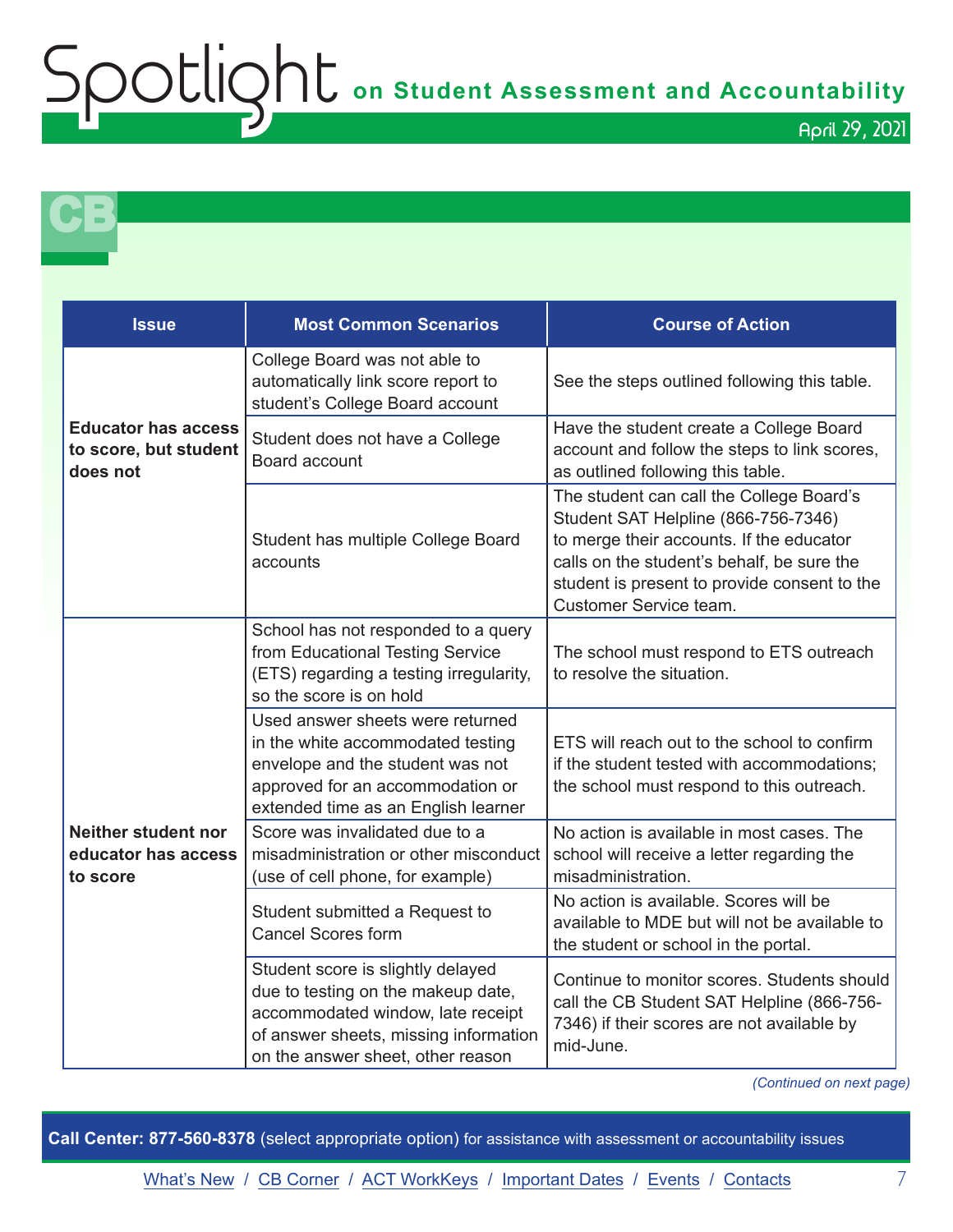# CB

| Issue | Most Common Scenarios | Course of Action |
|---|---|---|
| **Educator has access to score, but student does not** | College Board was not able to automatically link score report to student's College Board account | See the steps outlined following this table. |
| | Student does not have a College Board account | Have the student create a College Board account and follow the steps to link scores, as outlined following this table. |
| | Student has multiple College Board accounts | The student can call the College Board's Student SAT Helpline (866-756-7346) to merge their accounts. If the educator calls on the student's behalf, be sure the student is present to provide consent to the Customer Service team. |
| **Neither student nor educator has access to score** | School has not responded to a query from Educational Testing Service (ETS) regarding a testing irregularity, so the score is on hold | The school must respond to ETS outreach to resolve the situation. |
| | Used answer sheets were returned in the white accommodated testing envelope and the student was not approved for an accommodation or extended time as an English learner | ETS will reach out to the school to confirm if the student tested with accommodations; the school must respond to this outreach. |
| | Score was invalidated due to a misadministration or other misconduct (use of cell phone, for example) | No action is available in most cases. The school will receive a letter regarding the misadministration. |
| | Student submitted a Request to Cancel Scores form | No action is available. Scores will be available to MDE but will not be available to the student or school in the portal. |
| | Student score is slightly delayed due to testing on the makeup date, accommodated window, late receipt of answer sheets, missing information on the answer sheet, other reason | Continue to monitor scores. Students should call the CB Student SAT Helpline (866-756-7346) if their scores are not available by mid-June. |

*(Continued on next page)*

**Call Center: 877-560-8378** (select appropriate option) for assistance with assessment or accountability issues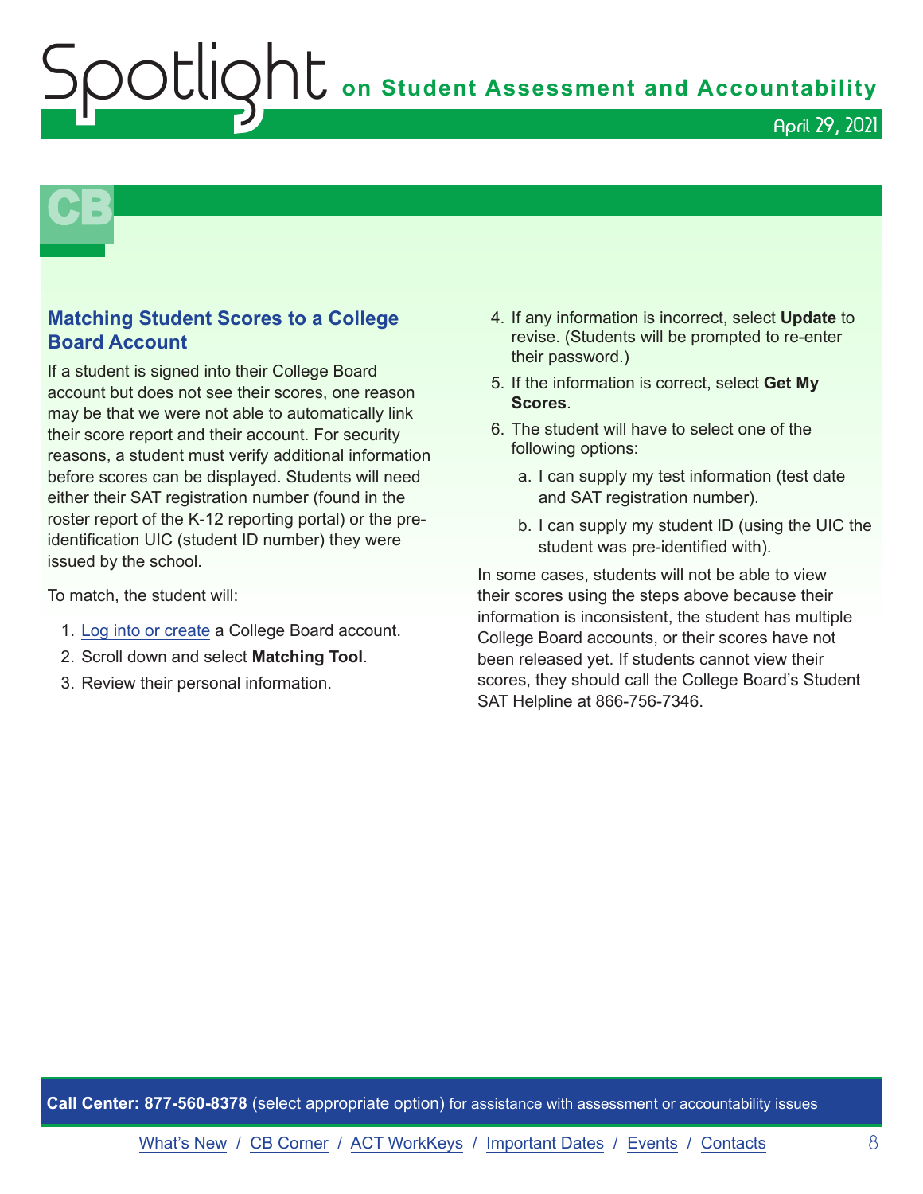## Matching Student Scores to a College Board Account

If a student is signed into their College Board account but does not see their scores, one reason may be that we were not able to automatically link their score report and their account. For security reasons, a student must verify additional information before scores can be displayed. Students will need either their SAT registration number (found in the roster report of the K-12 reporting portal) or the pre-identification UIC (student ID number) they were issued by the school.

To match, the student will:

1. Log into or create a College Board account.
2. Scroll down and select **Matching Tool**.
3. Review their personal information.
4. If any information is incorrect, select **Update** to revise. (Students will be prompted to re-enter their password.)
5. If the information is correct, select **Get My Scores**.
6. The student will have to select one of the following options:
   a. I can supply my test information (test date and SAT registration number).
   b. I can supply my student ID (using the UIC the student was pre-identified with).

In some cases, students will not be able to view their scores using the steps above because their information is inconsistent, the student has multiple College Board accounts, or their scores have not been released yet. If students cannot view their scores, they should call the College Board's Student SAT Helpline at 866-756-7346.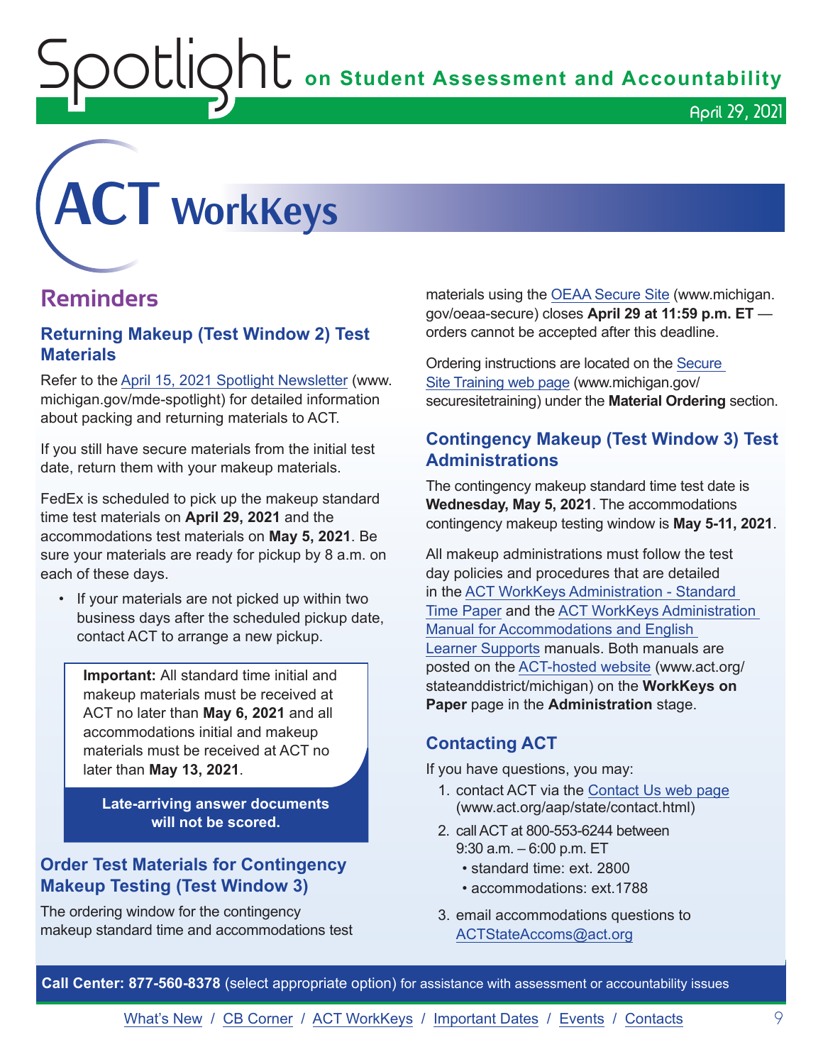# ACT WorkKeys

## Reminders

### Returning Makeup (Test Window 2) Test Materials

Refer to the April 15, 2021 Spotlight Newsletter (www.michigan.gov/mde-spotlight) for detailed information about packing and returning materials to ACT.

If you still have secure materials from the initial test date, return them with your makeup materials.

FedEx is scheduled to pick up the makeup standard time test materials on **April 29, 2021** and the accommodations test materials on **May 5, 2021**. Be sure your materials are ready for pickup by 8 a.m. on each of these days.

- If your materials are not picked up within two business days after the scheduled pickup date, contact ACT to arrange a new pickup.

> **Important:** All standard time initial and makeup materials must be received at ACT no later than **May 6, 2021** and all accommodations initial and makeup materials must be received at ACT no later than **May 13, 2021**.
>
> **Late-arriving answer documents will not be scored.**

### Order Test Materials for Contingency Makeup Testing (Test Window 3)

The ordering window for the contingency makeup standard time and accommodations test materials using the OEAA Secure Site (www.michigan.gov/oeaa-secure) closes **April 29 at 11:59 p.m. ET** — orders cannot be accepted after this deadline.

Ordering instructions are located on the Secure Site Training web page (www.michigan.gov/securesitetraining) under the **Material Ordering** section.

### Contingency Makeup (Test Window 3) Test Administrations

The contingency makeup standard time test date is **Wednesday, May 5, 2021**. The accommodations contingency makeup testing window is **May 5-11, 2021**.

All makeup administrations must follow the test day policies and procedures that are detailed in the ACT WorkKeys Administration - Standard Time Paper and the ACT WorkKeys Administration Manual for Accommodations and English Learner Supports manuals. Both manuals are posted on the ACT-hosted website (www.act.org/stateanddistrict/michigan) on the **WorkKeys on Paper** page in the **Administration** stage.

### Contacting ACT

If you have questions, you may:

1. contact ACT via the Contact Us web page (www.act.org/aap/state/contact.html)
2. call ACT at 800-553-6244 between 9:30 a.m. – 6:00 p.m. ET
   - standard time: ext. 2800
   - accommodations: ext.1788
3. email accommodations questions to ACTStateAccoms@act.org

**Call Center: 877-560-8378** (select appropriate option) for assistance with assessment or accountability issues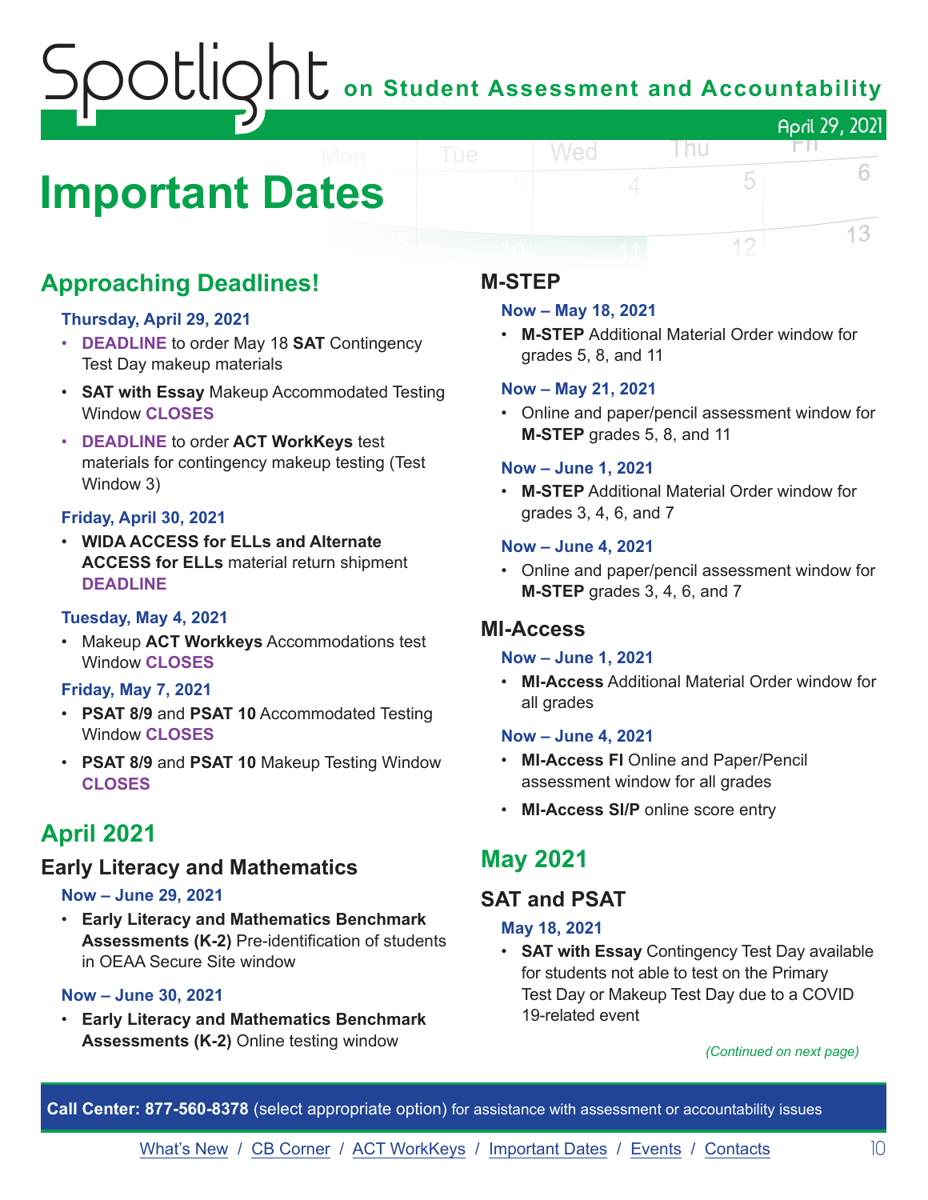# Important Dates

## Approaching Deadlines!

### Thursday, April 29, 2021

- **DEADLINE** to order May 18 **SAT** Contingency Test Day makeup materials
- **SAT with Essay** Makeup Accommodated Testing Window **CLOSES**
- **DEADLINE** to order **ACT WorkKeys** test materials for contingency makeup testing (Test Window 3)

### Friday, April 30, 2021

- **WIDA ACCESS for ELLs and Alternate ACCESS for ELLs** material return shipment **DEADLINE**

### Tuesday, May 4, 2021

- Makeup **ACT Workkeys** Accommodations test Window **CLOSES**

### Friday, May 7, 2021

- **PSAT 8/9** and **PSAT 10** Accommodated Testing Window **CLOSES**
- **PSAT 8/9** and **PSAT 10** Makeup Testing Window **CLOSES**

## April 2021

### Early Literacy and Mathematics

#### Now – June 29, 2021

- **Early Literacy and Mathematics Benchmark Assessments (K-2)** Pre-identification of students in OEAA Secure Site window

#### Now – June 30, 2021

- **Early Literacy and Mathematics Benchmark Assessments (K-2)** Online testing window

### M-STEP

#### Now – May 18, 2021

- **M-STEP** Additional Material Order window for grades 5, 8, and 11

#### Now – May 21, 2021

- Online and paper/pencil assessment window for **M-STEP** grades 5, 8, and 11

#### Now – June 1, 2021

- **M-STEP** Additional Material Order window for grades 3, 4, 6, and 7

#### Now – June 4, 2021

- Online and paper/pencil assessment window for **M-STEP** grades 3, 4, 6, and 7

### MI-Access

#### Now – June 1, 2021

- **MI-Access** Additional Material Order window for all grades

#### Now – June 4, 2021

- **MI-Access FI** Online and Paper/Pencil assessment window for all grades
- **MI-Access SI/P** online score entry

## May 2021

### SAT and PSAT

#### May 18, 2021

- **SAT with Essay** Contingency Test Day available for students not able to test on the Primary Test Day or Makeup Test Day due to a COVID 19-related event

*(Continued on next page)*

**Call Center: 877-560-8378** (select appropriate option) for assistance with assessment or accountability issues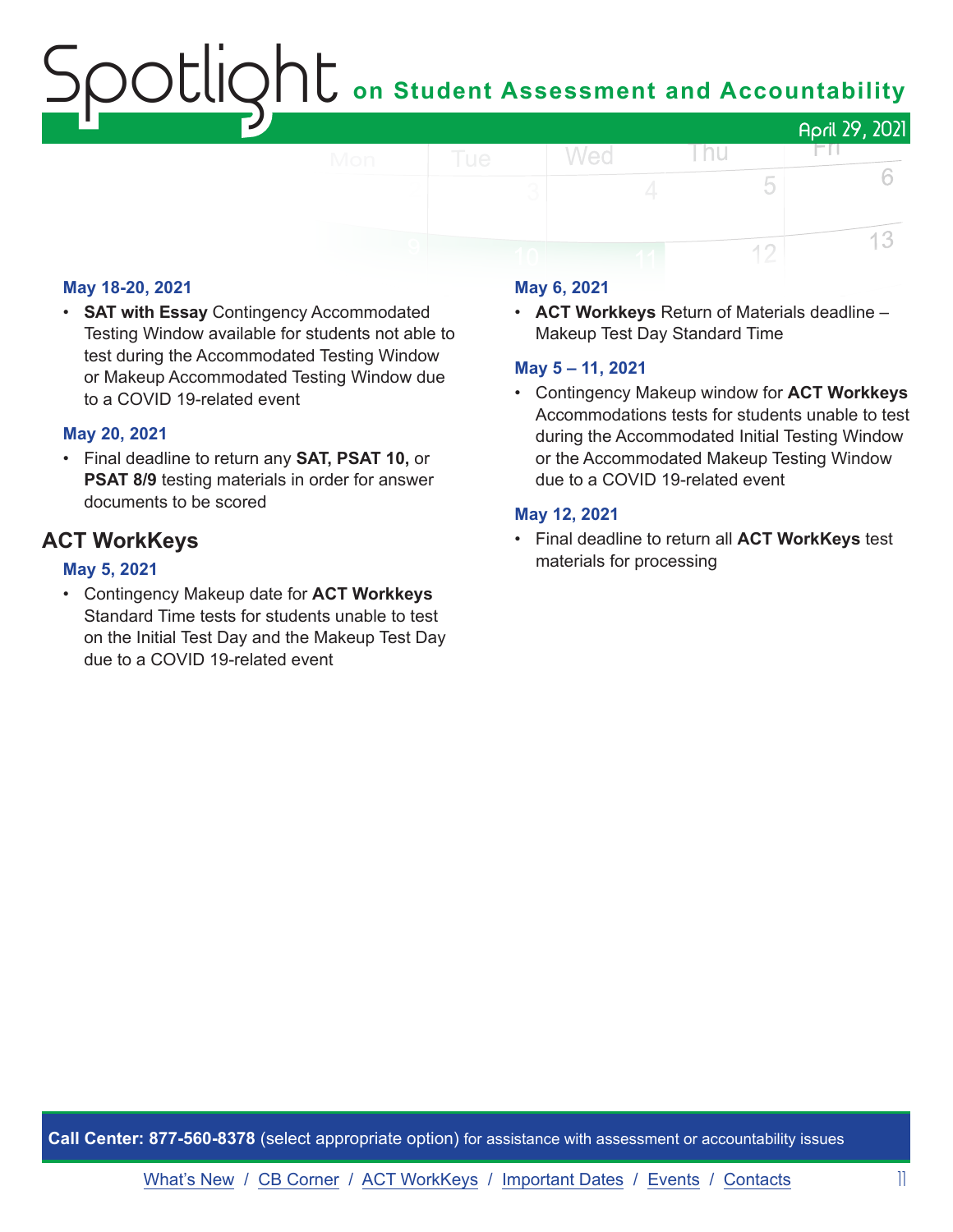### May 18-20, 2021

- **SAT with Essay** Contingency Accommodated Testing Window available for students not able to test during the Accommodated Testing Window or Makeup Accommodated Testing Window due to a COVID 19-related event

### May 20, 2021

- Final deadline to return any **SAT, PSAT 10,** or **PSAT 8/9** testing materials in order for answer documents to be scored

## ACT WorkKeys

### May 5, 2021

- Contingency Makeup date for **ACT Workkeys** Standard Time tests for students unable to test on the Initial Test Day and the Makeup Test Day due to a COVID 19-related event

### May 6, 2021

- **ACT Workkeys** Return of Materials deadline – Makeup Test Day Standard Time

### May 5 – 11, 2021

- Contingency Makeup window for **ACT Workkeys** Accommodations tests for students unable to test during the Accommodated Initial Testing Window or the Accommodated Makeup Testing Window due to a COVID 19-related event

### May 12, 2021

- Final deadline to return all **ACT WorkKeys** test materials for processing

**Call Center: 877-560-8378** (select appropriate option) for assistance with assessment or accountability issues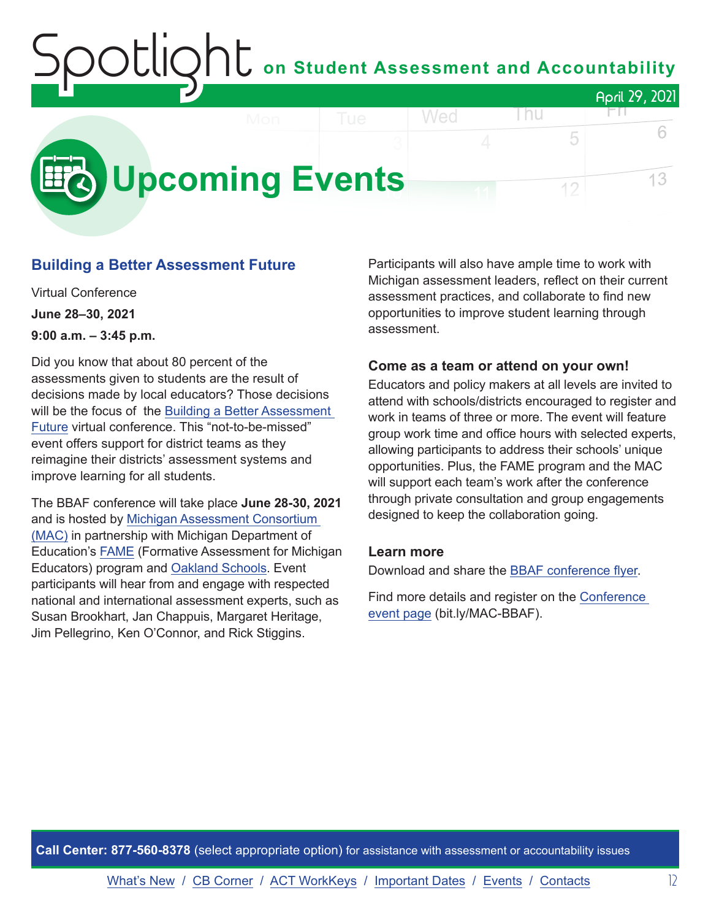# Upcoming Events

## Building a Better Assessment Future

Virtual Conference

**June 28–30, 2021**

**9:00 a.m. – 3:45 p.m.**

Did you know that about 80 percent of the assessments given to students are the result of decisions made by local educators? Those decisions will be the focus of the Building a Better Assessment Future virtual conference. This "not-to-be-missed" event offers support for district teams as they reimagine their districts' assessment systems and improve learning for all students.

The BBAF conference will take place **June 28-30, 2021** and is hosted by Michigan Assessment Consortium (MAC) in partnership with Michigan Department of Education's FAME (Formative Assessment for Michigan Educators) program and Oakland Schools. Event participants will hear from and engage with respected national and international assessment experts, such as Susan Brookhart, Jan Chappuis, Margaret Heritage, Jim Pellegrino, Ken O'Connor, and Rick Stiggins.

Participants will also have ample time to work with Michigan assessment leaders, reflect on their current assessment practices, and collaborate to find new opportunities to improve student learning through assessment.

### Come as a team or attend on your own!

Educators and policy makers at all levels are invited to attend with schools/districts encouraged to register and work in teams of three or more. The event will feature group work time and office hours with selected experts, allowing participants to address their schools' unique opportunities. Plus, the FAME program and the MAC will support each team's work after the conference through private consultation and group engagements designed to keep the collaboration going.

### Learn more

Download and share the BBAF conference flyer.

Find more details and register on the Conference event page (bit.ly/MAC-BBAF).

**Call Center: 877-560-8378** (select appropriate option) for assistance with assessment or accountability issues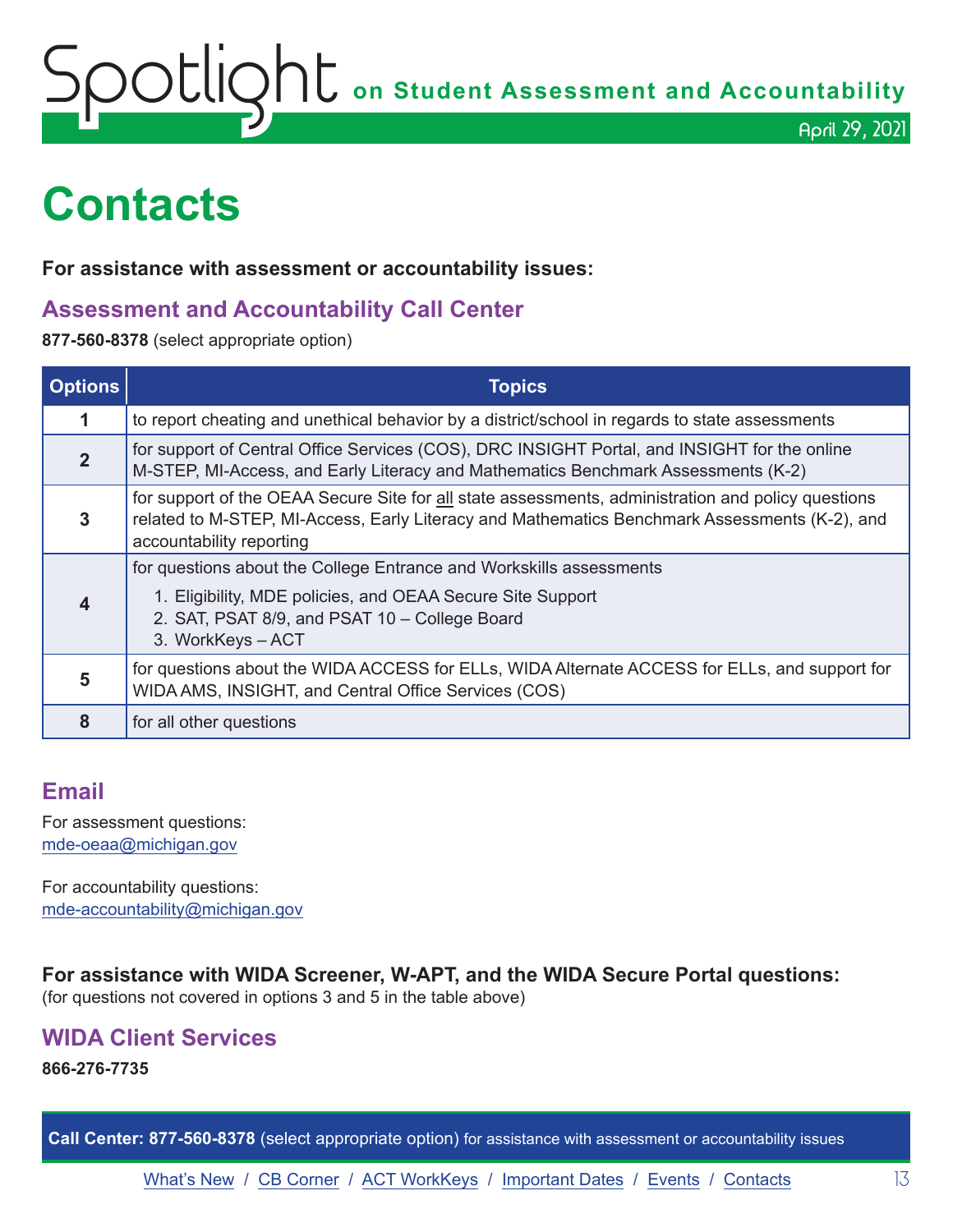# Contacts

**For assistance with assessment or accountability issues:**

## Assessment and Accountability Call Center

**877-560-8378** (select appropriate option)

| Options | Topics |
|---|---|
| **1** | to report cheating and unethical behavior by a district/school in regards to state assessments |
| **2** | for support of Central Office Services (COS), DRC INSIGHT Portal, and INSIGHT for the online M-STEP, MI-Access, and Early Literacy and Mathematics Benchmark Assessments (K-2) |
| **3** | for support of the OEAA Secure Site for <u>all</u> state assessments, administration and policy questions related to M-STEP, MI-Access, Early Literacy and Mathematics Benchmark Assessments (K-2), and accountability reporting |
| **4** | for questions about the College Entrance and Workskills assessments<br>1. Eligibility, MDE policies, and OEAA Secure Site Support<br>2. SAT, PSAT 8/9, and PSAT 10 – College Board<br>3. WorkKeys – ACT |
| **5** | for questions about the WIDA ACCESS for ELLs, WIDA Alternate ACCESS for ELLs, and support for WIDA AMS, INSIGHT, and Central Office Services (COS) |
| **8** | for all other questions |

## Email

For assessment questions:
mde-oeaa@michigan.gov

For accountability questions:
mde-accountability@michigan.gov

**For assistance with WIDA Screener, W-APT, and the WIDA Secure Portal questions:**
(for questions not covered in options 3 and 5 in the table above)

## WIDA Client Services

**866-276-7735**

**Call Center: 877-560-8378** (select appropriate option) for assistance with assessment or accountability issues

What's New / CB Corner / ACT WorkKeys / Important Dates / Events / Contacts